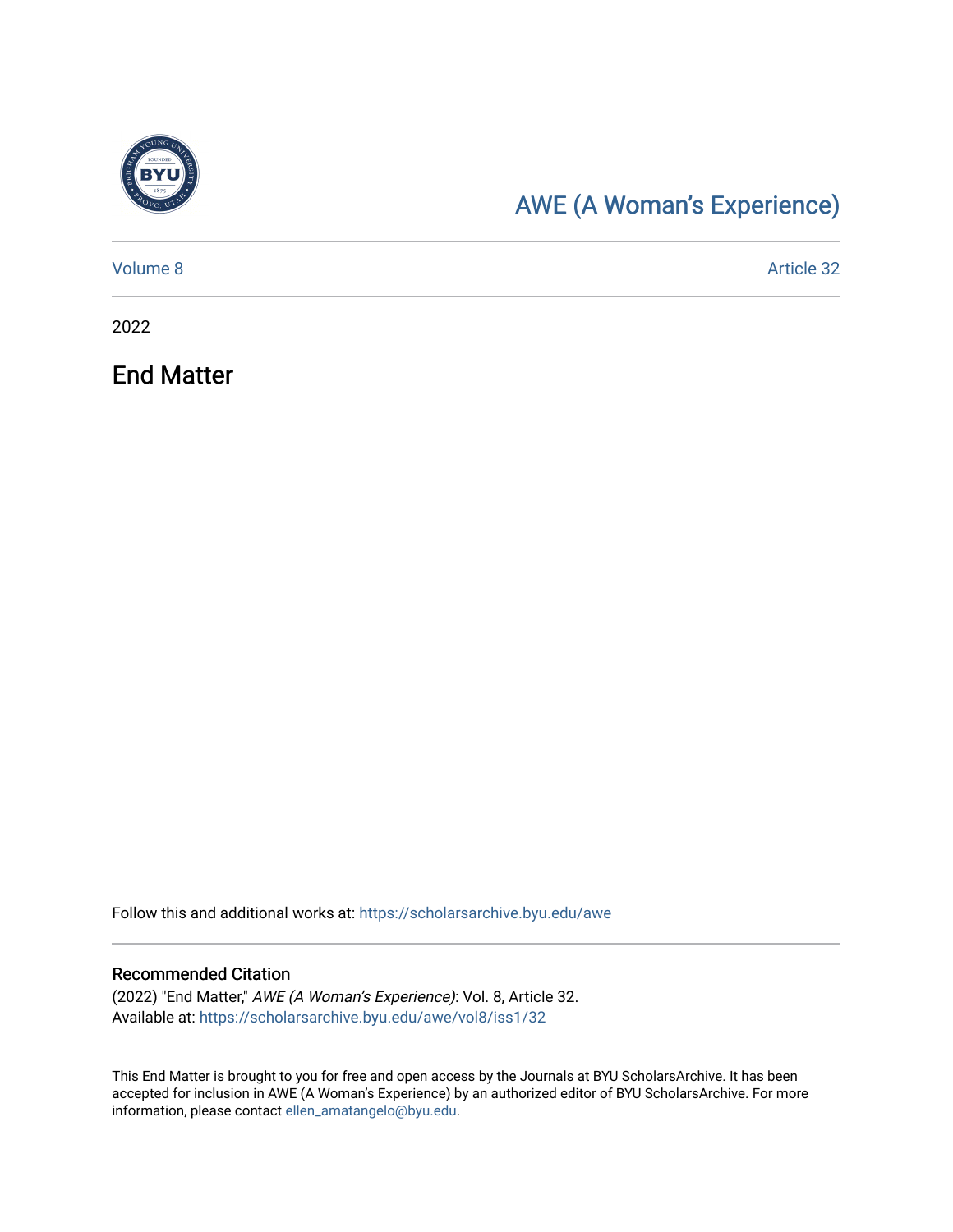# AWE (A Woman's Experience)

Volume 8 | Article 32

2022

## End Matter

Follow this and additional works at: https://scholarsarchive.byu.edu/awe

### Recommended Citation

(2022) "End Matter," *AWE (A Woman's Experience)*: Vol. 8, Article 32.
Available at: https://scholarsarchive.byu.edu/awe/vol8/iss1/32

This End Matter is brought to you for free and open access by the Journals at BYU ScholarsArchive. It has been accepted for inclusion in AWE (A Woman's Experience) by an authorized editor of BYU ScholarsArchive. For more information, please contact ellen_amatangelo@byu.edu.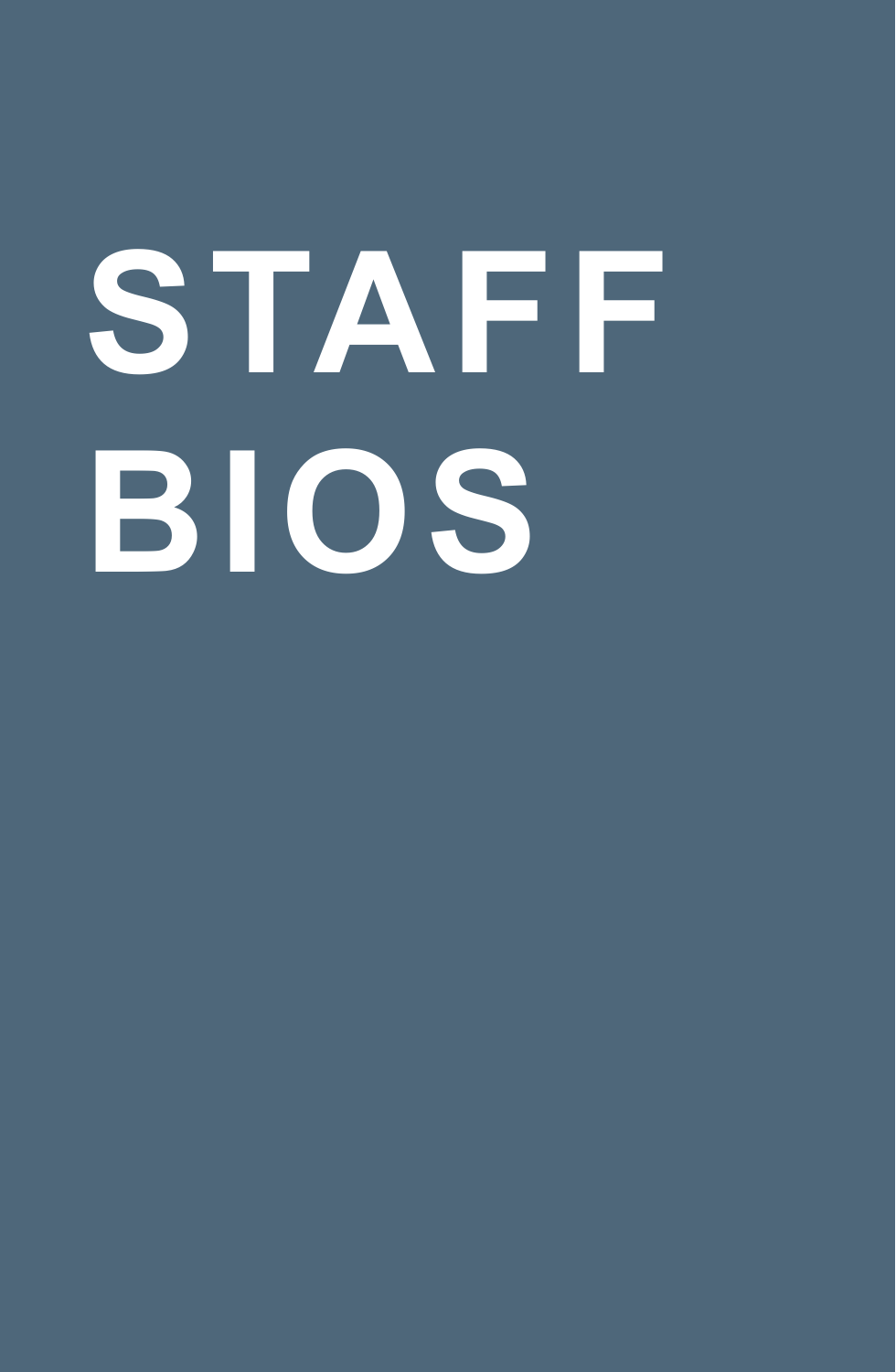# STAFF BIOS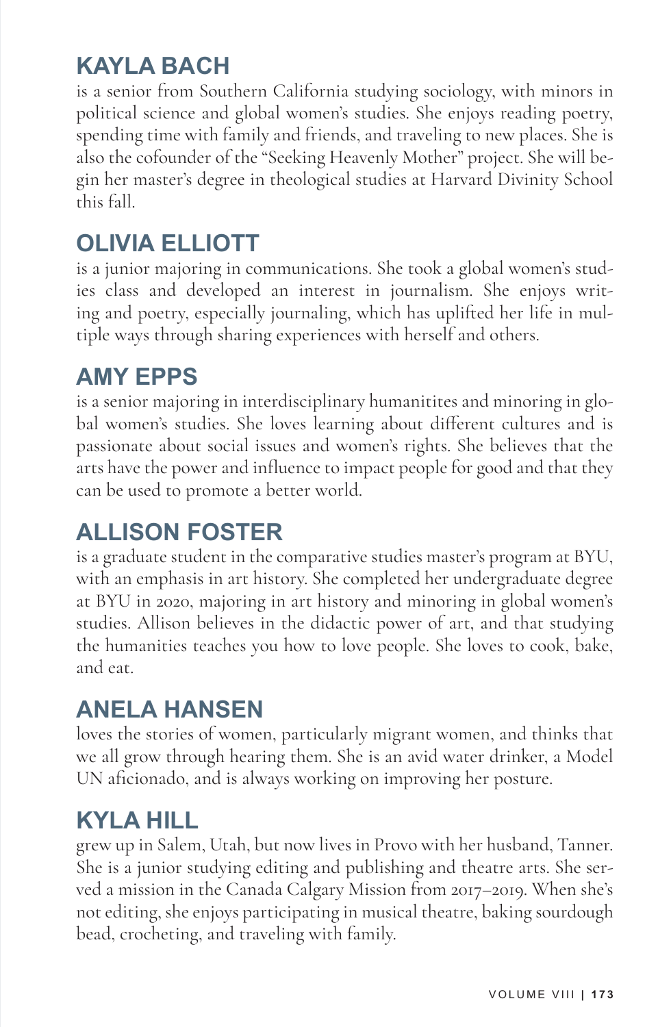## KAYLA BACH

is a senior from Southern California studying sociology, with minors in political science and global women's studies. She enjoys reading poetry, spending time with family and friends, and traveling to new places. She is also the cofounder of the "Seeking Heavenly Mother" project. She will begin her master's degree in theological studies at Harvard Divinity School this fall.

## OLIVIA ELLIOTT

is a junior majoring in communications. She took a global women's studies class and developed an interest in journalism. She enjoys writing and poetry, especially journaling, which has uplifted her life in multiple ways through sharing experiences with herself and others.

## AMY EPPS

is a senior majoring in interdisciplinary humanitites and minoring in global women's studies. She loves learning about different cultures and is passionate about social issues and women's rights. She believes that the arts have the power and influence to impact people for good and that they can be used to promote a better world.

## ALLISON FOSTER

is a graduate student in the comparative studies master's program at BYU, with an emphasis in art history. She completed her undergraduate degree at BYU in 2020, majoring in art history and minoring in global women's studies. Allison believes in the didactic power of art, and that studying the humanities teaches you how to love people. She loves to cook, bake, and eat.

## ANELA HANSEN

loves the stories of women, particularly migrant women, and thinks that we all grow through hearing them. She is an avid water drinker, a Model UN aficionado, and is always working on improving her posture.

## KYLA HILL

grew up in Salem, Utah, but now lives in Provo with her husband, Tanner. She is a junior studying editing and publishing and theatre arts. She served a mission in the Canada Calgary Mission from 2017–2019. When she's not editing, she enjoys participating in musical theatre, baking sourdough bead, crocheting, and traveling with family.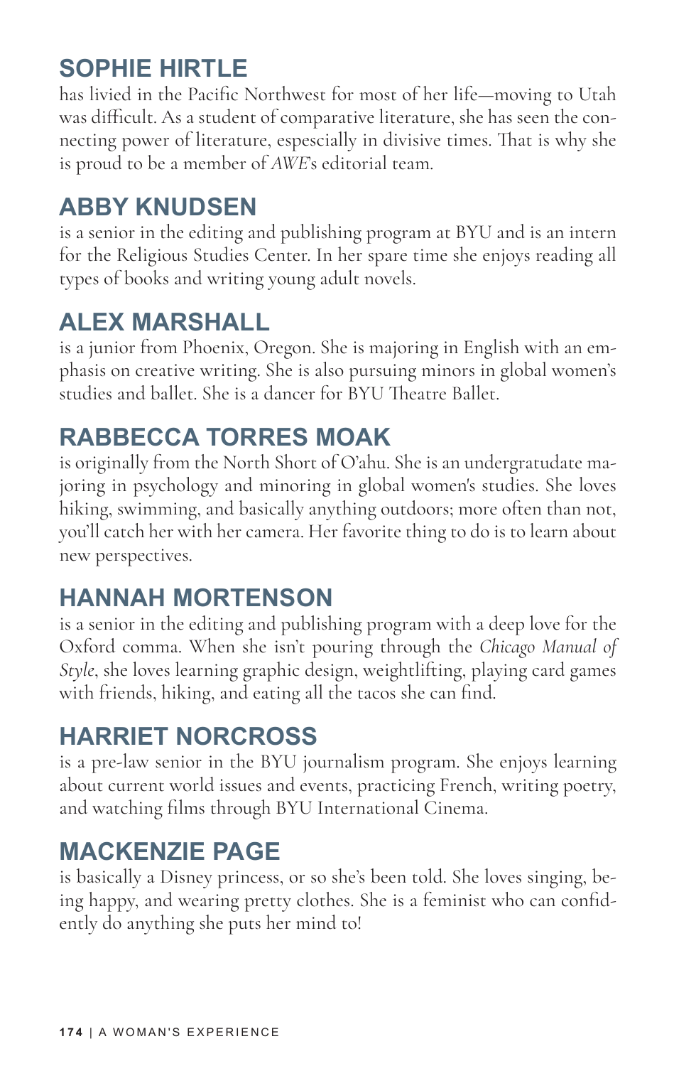## SOPHIE HIRTLE

has livied in the Pacific Northwest for most of her life—moving to Utah was difficult. As a student of comparative literature, she has seen the connecting power of literature, espescially in divisive times. That is why she is proud to be a member of *AWE*'s editorial team.

## ABBY KNUDSEN

is a senior in the editing and publishing program at BYU and is an intern for the Religious Studies Center. In her spare time she enjoys reading all types of books and writing young adult novels.

## ALEX MARSHALL

is a junior from Phoenix, Oregon. She is majoring in English with an emphasis on creative writing. She is also pursuing minors in global women's studies and ballet. She is a dancer for BYU Theatre Ballet.

## RABBECCA TORRES MOAK

is originally from the North Short of O'ahu. She is an undergratudate majoring in psychology and minoring in global women's studies. She loves hiking, swimming, and basically anything outdoors; more often than not, you'll catch her with her camera. Her favorite thing to do is to learn about new perspectives.

## HANNAH MORTENSON

is a senior in the editing and publishing program with a deep love for the Oxford comma. When she isn't pouring through the *Chicago Manual of Style*, she loves learning graphic design, weightlifting, playing card games with friends, hiking, and eating all the tacos she can find.

## HARRIET NORCROSS

is a pre-law senior in the BYU journalism program. She enjoys learning about current world issues and events, practicing French, writing poetry, and watching films through BYU International Cinema.

## MACKENZIE PAGE

is basically a Disney princess, or so she's been told. She loves singing, being happy, and wearing pretty clothes. She is a feminist who can confidently do anything she puts her mind to!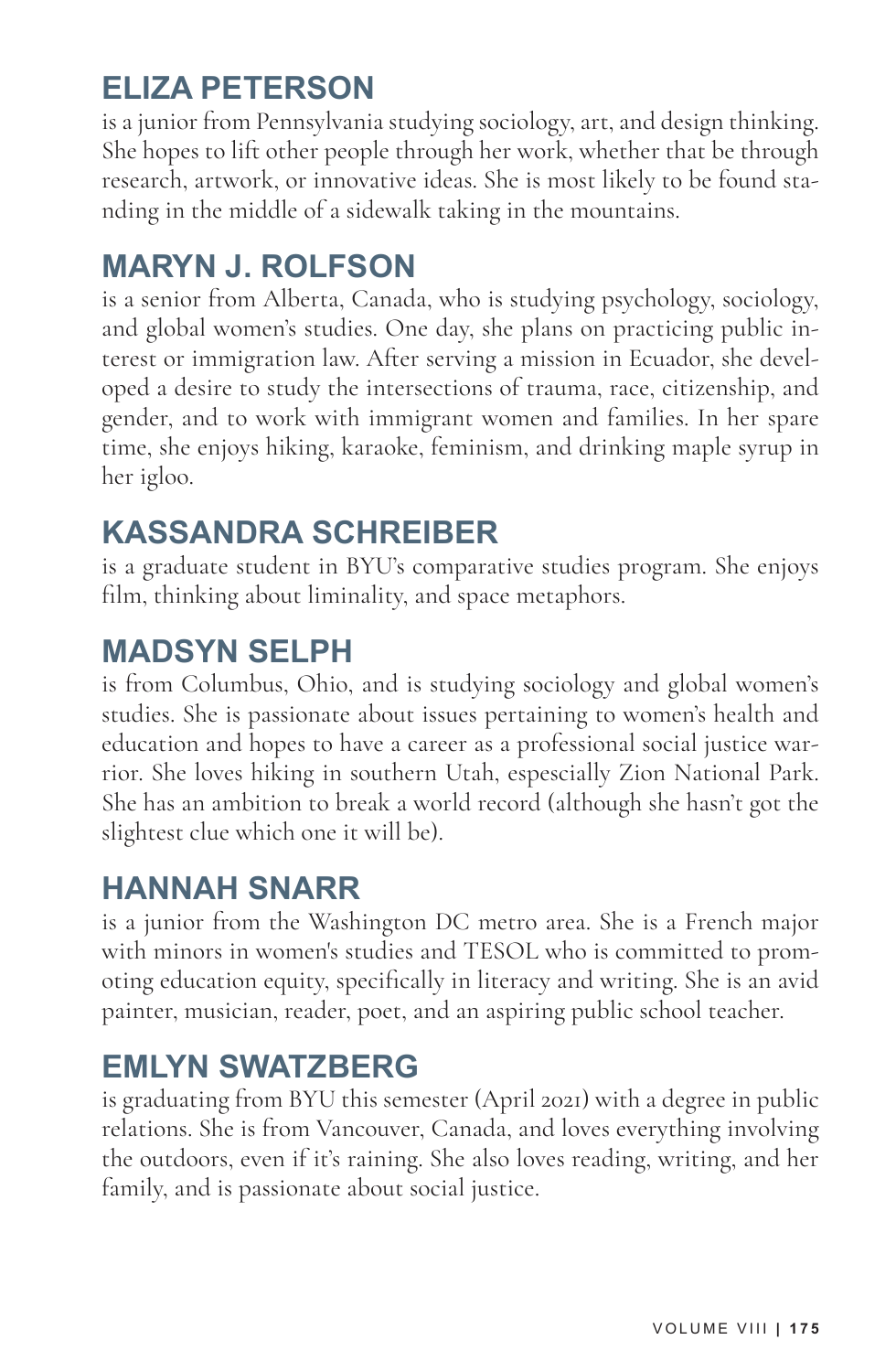## ELIZA PETERSON

is a junior from Pennsylvania studying sociology, art, and design thinking. She hopes to lift other people through her work, whether that be through research, artwork, or innovative ideas. She is most likely to be found standing in the middle of a sidewalk taking in the mountains.

## MARYN J. ROLFSON

is a senior from Alberta, Canada, who is studying psychology, sociology, and global women's studies. One day, she plans on practicing public interest or immigration law. After serving a mission in Ecuador, she developed a desire to study the intersections of trauma, race, citizenship, and gender, and to work with immigrant women and families. In her spare time, she enjoys hiking, karaoke, feminism, and drinking maple syrup in her igloo.

## KASSANDRA SCHREIBER

is a graduate student in BYU's comparative studies program. She enjoys film, thinking about liminality, and space metaphors.

## MADSYN SELPH

is from Columbus, Ohio, and is studying sociology and global women's studies. She is passionate about issues pertaining to women's health and education and hopes to have a career as a professional social justice warrior. She loves hiking in southern Utah, especially Zion National Park. She has an ambition to break a world record (although she hasn't got the slightest clue which one it will be).

## HANNAH SNARR

is a junior from the Washington DC metro area. She is a French major with minors in women's studies and TESOL who is committed to promoting education equity, specifically in literacy and writing. She is an avid painter, musician, reader, poet, and an aspiring public school teacher.

## EMLYN SWATZBERG

is graduating from BYU this semester (April 2021) with a degree in public relations. She is from Vancouver, Canada, and loves everything involving the outdoors, even if it's raining. She also loves reading, writing, and her family, and is passionate about social justice.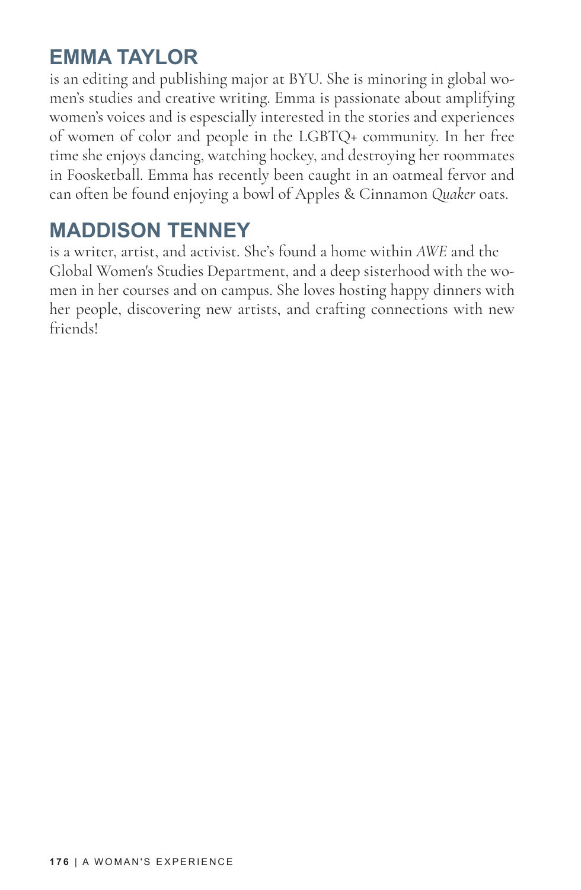## EMMA TAYLOR

is an editing and publishing major at BYU. She is minoring in global women's studies and creative writing. Emma is passionate about amplifying women's voices and is espescially interested in the stories and experiences of women of color and people in the LGBTQ+ community. In her free time she enjoys dancing, watching hockey, and destroying her roommates in Foosketball. Emma has recently been caught in an oatmeal fervor and can often be found enjoying a bowl of Apples & Cinnamon *Quaker* oats.

## MADDISON TENNEY

is a writer, artist, and activist. She's found a home within *AWE* and the Global Women's Studies Department, and a deep sisterhood with the women in her courses and on campus. She loves hosting happy dinners with her people, discovering new artists, and crafting connections with new friends!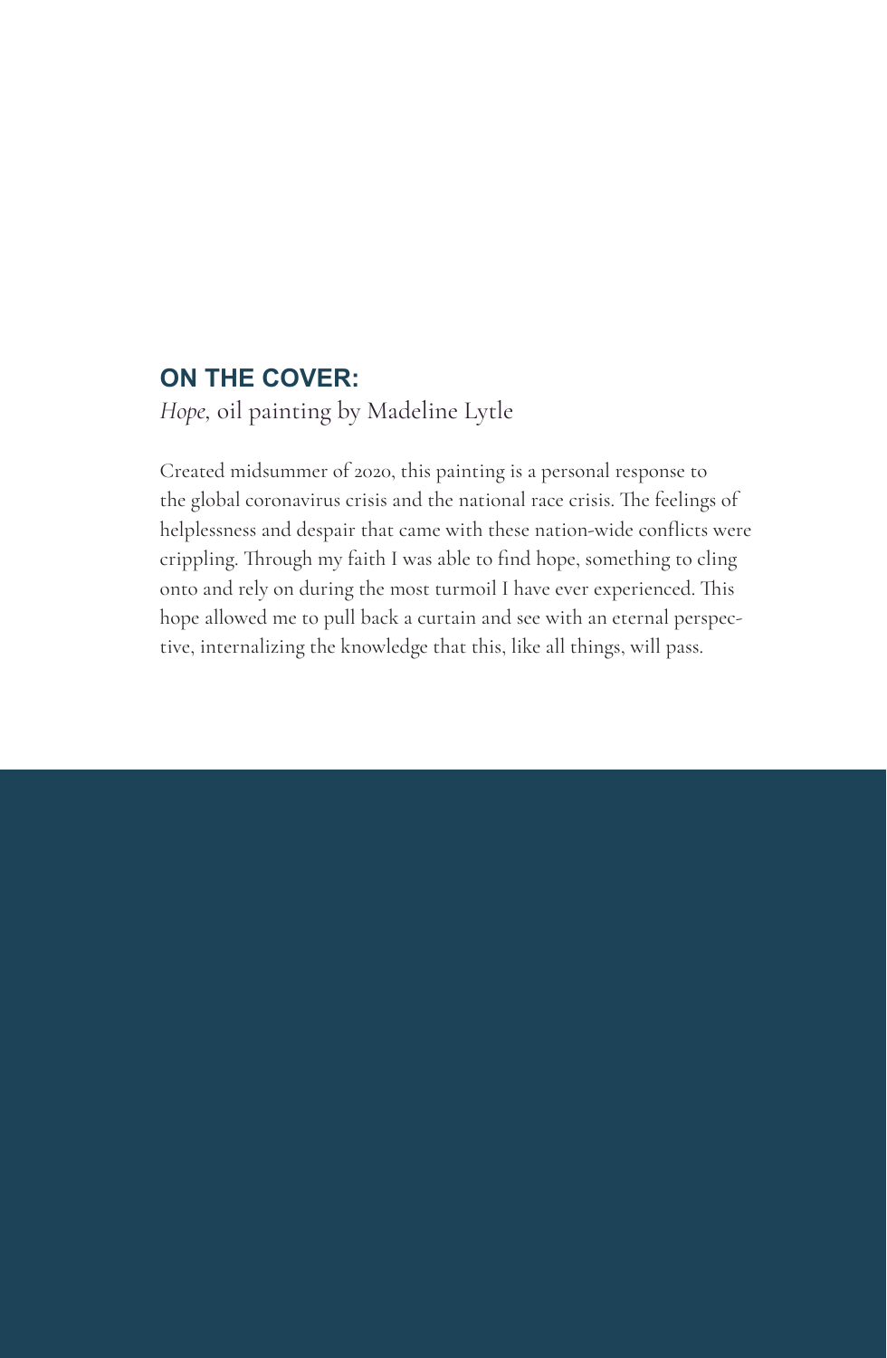## ON THE COVER:

*Hope*, oil painting by Madeline Lytle

Created midsummer of 2020, this painting is a personal response to the global coronavirus crisis and the national race crisis. The feelings of helplessness and despair that came with these nation-wide conflicts were crippling. Through my faith I was able to find hope, something to cling onto and rely on during the most turmoil I have ever experienced. This hope allowed me to pull back a curtain and see with an eternal perspective, internalizing the knowledge that this, like all things, will pass.